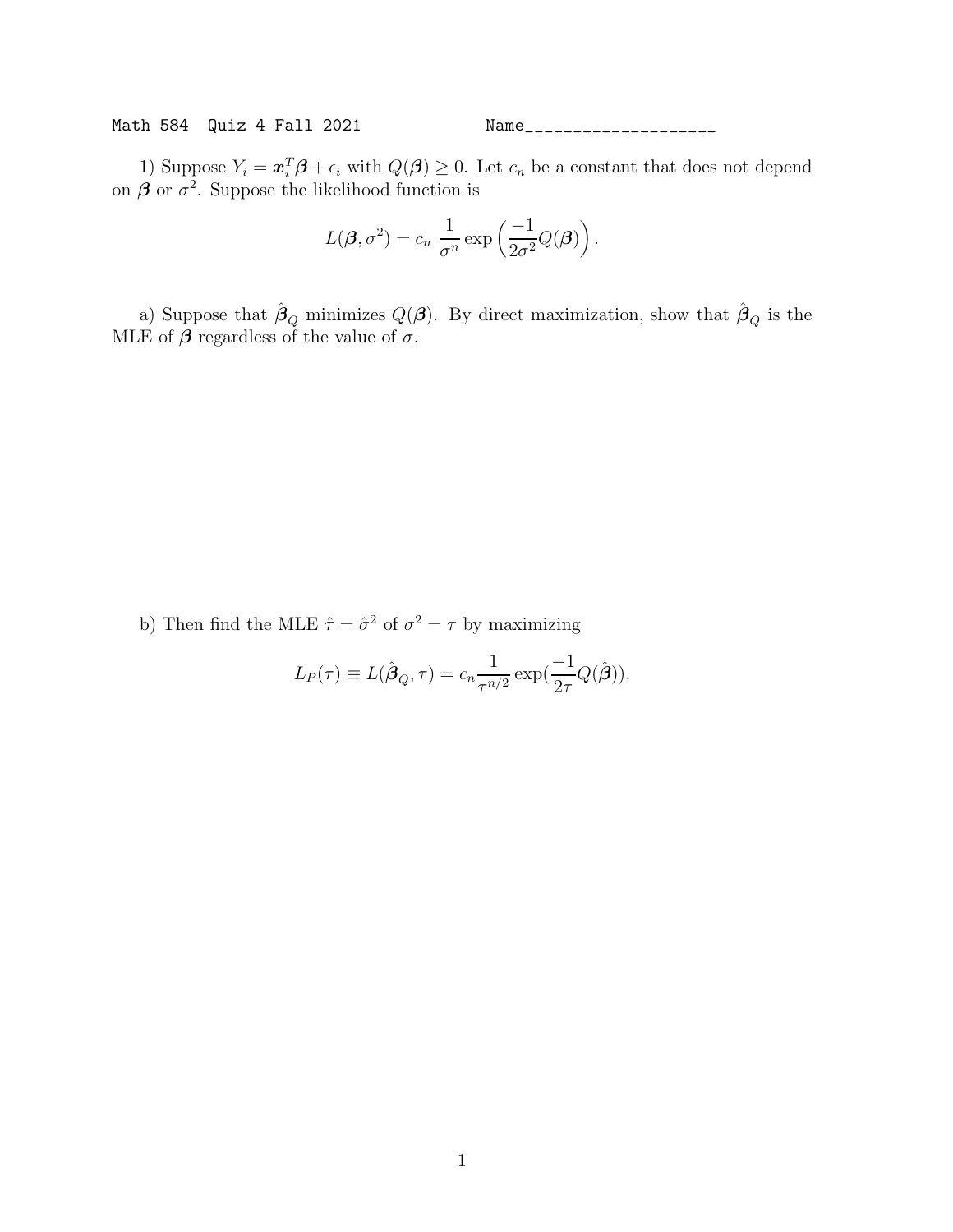Math 584 Quiz 4 Fall 2021 Name____________________

1) Suppose $Y_i = \boldsymbol{x}_i^T \boldsymbol{\beta} + \epsilon_i$ with $Q(\boldsymbol{\beta}) \geq 0$. Let $c_n$ be a constant that does not depend on $\boldsymbol{\beta}$ or $\sigma^2$. Suppose the likelihood function is

$$L(\boldsymbol{\beta}, \sigma^2) = c_n \; \frac{1}{\sigma^n} \exp\left( \frac{-1}{2\sigma^2} Q(\boldsymbol{\beta}) \right).$$

a) Suppose that $\hat{\boldsymbol{\beta}}_Q$ minimizes $Q(\boldsymbol{\beta})$. By direct maximization, show that $\hat{\boldsymbol{\beta}}_Q$ is the MLE of $\boldsymbol{\beta}$ regardless of the value of $\sigma$.

b) Then find the MLE $\hat{\tau} = \hat{\sigma}^2$ of $\sigma^2 = \tau$ by maximizing

$$L_P(\tau) \equiv L(\hat{\boldsymbol{\beta}}_Q, \tau) = c_n \frac{1}{\tau^{n/2}} \exp\left(\frac{-1}{2\tau} Q(\hat{\boldsymbol{\beta}})\right).$$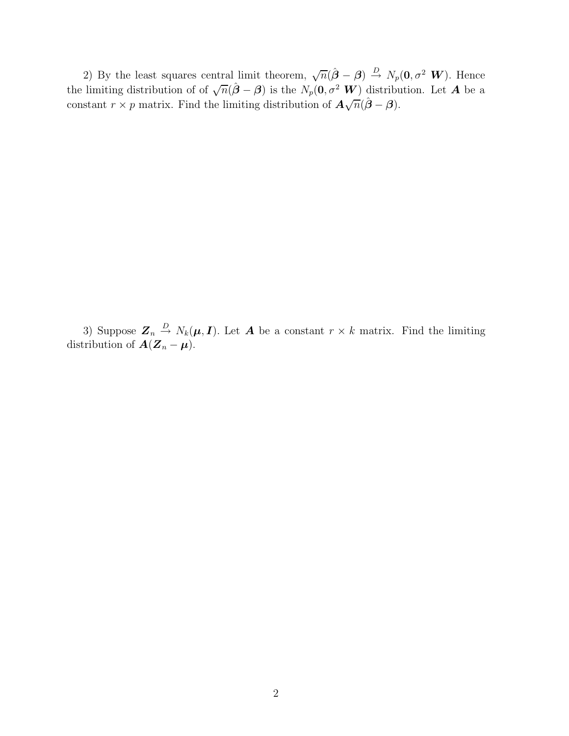2) By the least squares central limit theorem, $\sqrt{n}(\hat{\boldsymbol{\beta}} - \boldsymbol{\beta}) \xrightarrow{D} N_p(\mathbf{0}, \sigma^2 \ \boldsymbol{W})$. Hence the limiting distribution of of $\sqrt{n}(\hat{\boldsymbol{\beta}} - \boldsymbol{\beta})$ is the $N_p(\mathbf{0}, \sigma^2 \ \boldsymbol{W})$ distribution. Let $\boldsymbol{A}$ be a constant $r \times p$ matrix. Find the limiting distribution of $\boldsymbol{A}\sqrt{n}(\hat{\boldsymbol{\beta}} - \boldsymbol{\beta})$.

3) Suppose $\boldsymbol{Z}_n \xrightarrow{D} N_k(\boldsymbol{\mu}, \boldsymbol{I})$. Let $\boldsymbol{A}$ be a constant $r \times k$ matrix. Find the limiting distribution of $\boldsymbol{A}(\boldsymbol{Z}_n - \boldsymbol{\mu})$.